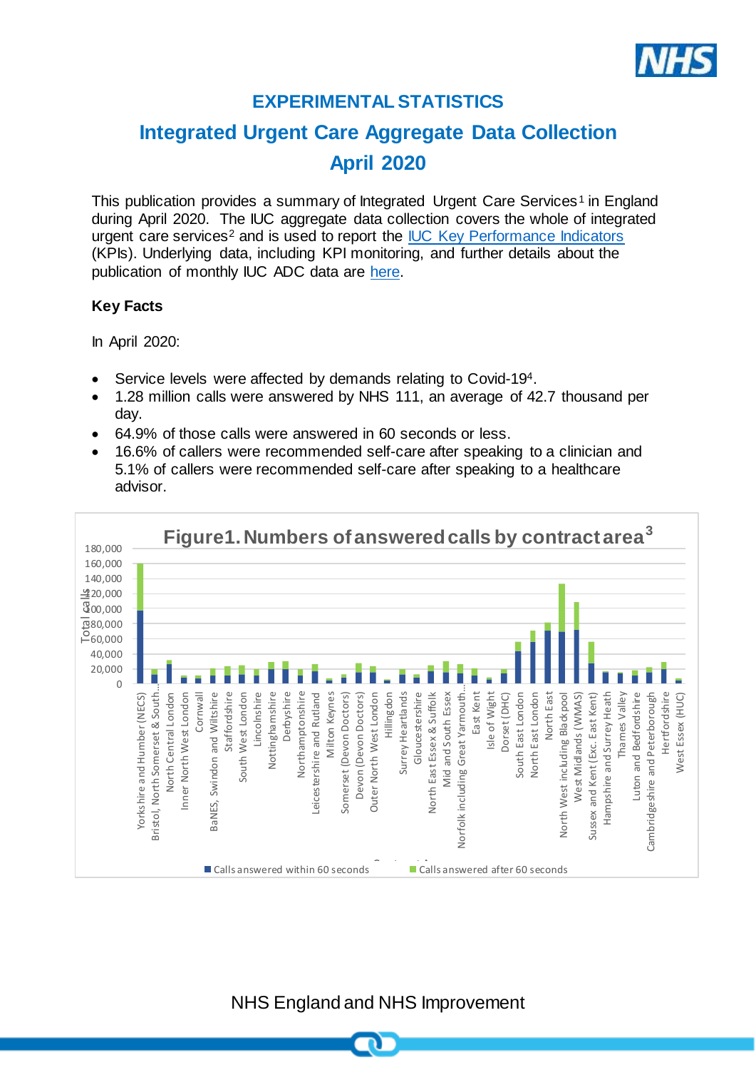# EXPERIMENTAL STATISTICS

## Integrated Urgent Care Aggregate Data Collection

## April 2020

This publication provides a summary of Integrated Urgent Care Services[1] in England during April 2020. The IUC aggregate data collection covers the whole of integrated urgent care services[2] and is used to report the IUC Key Performance Indicators (KPIs). Underlying data, including KPI monitoring, and further details about the publication of monthly IUC ADC data are here.

**Key Facts**

In April 2020:

- Service levels were affected by demands relating to Covid-19[4].
- 1.28 million calls were answered by NHS 111, an average of 42.7 thousand per day.
- 64.9% of those calls were answered in 60 seconds or less.
- 16.6% of callers were recommended self-care after speaking to a clinician and 5.1% of callers were recommended self-care after speaking to a healthcare advisor.

**Figure1. Numbers of answered calls by contract area[3]**

Total calls

180,000
160,000
140,000
120,000
100,000
80,000
60,000
40,000
20,000
0

Yorkshire and Humber (NECS)
Bristol, North Somerset & South...
North Central London
Inner North West London
Cornwall
BaNES, Swindon and Wiltshire
Staffordshire
South West London
Lincolnshire
Nottinghamshire
Derbyshire
Northamptonshire
Leicestershire and Rutland
Milton Keynes
Somerset (Devon Doctors)
Devon (Devon Doctors)
Outer North West London
Hillingdon
Surrey Heartlands
Gloucestershire
North East Essex & Suffolk
Mid and South Essex
Norfolk including Great Yarmouth...
East Kent
Isle of Wight
Dorset (DHC)
South East London
North East London
North East
North West including Blackpool
West Midlands (WMAS)
Sussex and Kent (Exc. East Kent)
Hampshire and Surrey Heath
Thames Valley
Luton and Bedfordshire
Cambridgeshire and Peterborough
Hertfordshire
West Essex (HUC)

Calls answered within 60 seconds
Calls answered after 60 seconds

NHS England and NHS Improvement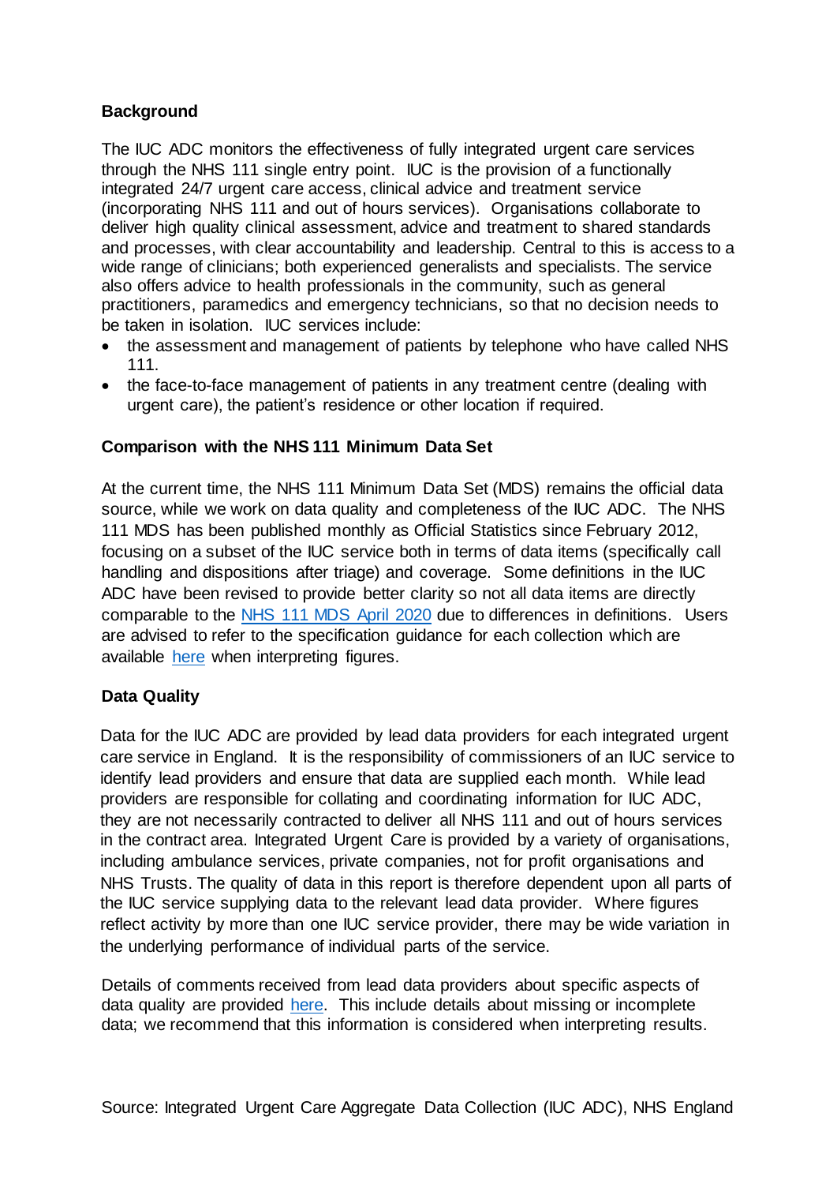**Background**

The IUC ADC monitors the effectiveness of fully integrated urgent care services through the NHS 111 single entry point. IUC is the provision of a functionally integrated 24/7 urgent care access, clinical advice and treatment service (incorporating NHS 111 and out of hours services). Organisations collaborate to deliver high quality clinical assessment, advice and treatment to shared standards and processes, with clear accountability and leadership. Central to this is access to a wide range of clinicians; both experienced generalists and specialists. The service also offers advice to health professionals in the community, such as general practitioners, paramedics and emergency technicians, so that no decision needs to be taken in isolation. IUC services include:

- the assessment and management of patients by telephone who have called NHS 111.
- the face-to-face management of patients in any treatment centre (dealing with urgent care), the patient's residence or other location if required.

**Comparison with the NHS 111 Minimum Data Set**

At the current time, the NHS 111 Minimum Data Set (MDS) remains the official data source, while we work on data quality and completeness of the IUC ADC. The NHS 111 MDS has been published monthly as Official Statistics since February 2012, focusing on a subset of the IUC service both in terms of data items (specifically call handling and dispositions after triage) and coverage. Some definitions in the IUC ADC have been revised to provide better clarity so not all data items are directly comparable to the NHS 111 MDS April 2020 due to differences in definitions. Users are advised to refer to the specification guidance for each collection which are available here when interpreting figures.

**Data Quality**

Data for the IUC ADC are provided by lead data providers for each integrated urgent care service in England. It is the responsibility of commissioners of an IUC service to identify lead providers and ensure that data are supplied each month. While lead providers are responsible for collating and coordinating information for IUC ADC, they are not necessarily contracted to deliver all NHS 111 and out of hours services in the contract area. Integrated Urgent Care is provided by a variety of organisations, including ambulance services, private companies, not for profit organisations and NHS Trusts. The quality of data in this report is therefore dependent upon all parts of the IUC service supplying data to the relevant lead data provider. Where figures reflect activity by more than one IUC service provider, there may be wide variation in the underlying performance of individual parts of the service.

Details of comments received from lead data providers about specific aspects of data quality are provided here. This include details about missing or incomplete data; we recommend that this information is considered when interpreting results.

Source: Integrated Urgent Care Aggregate Data Collection (IUC ADC), NHS England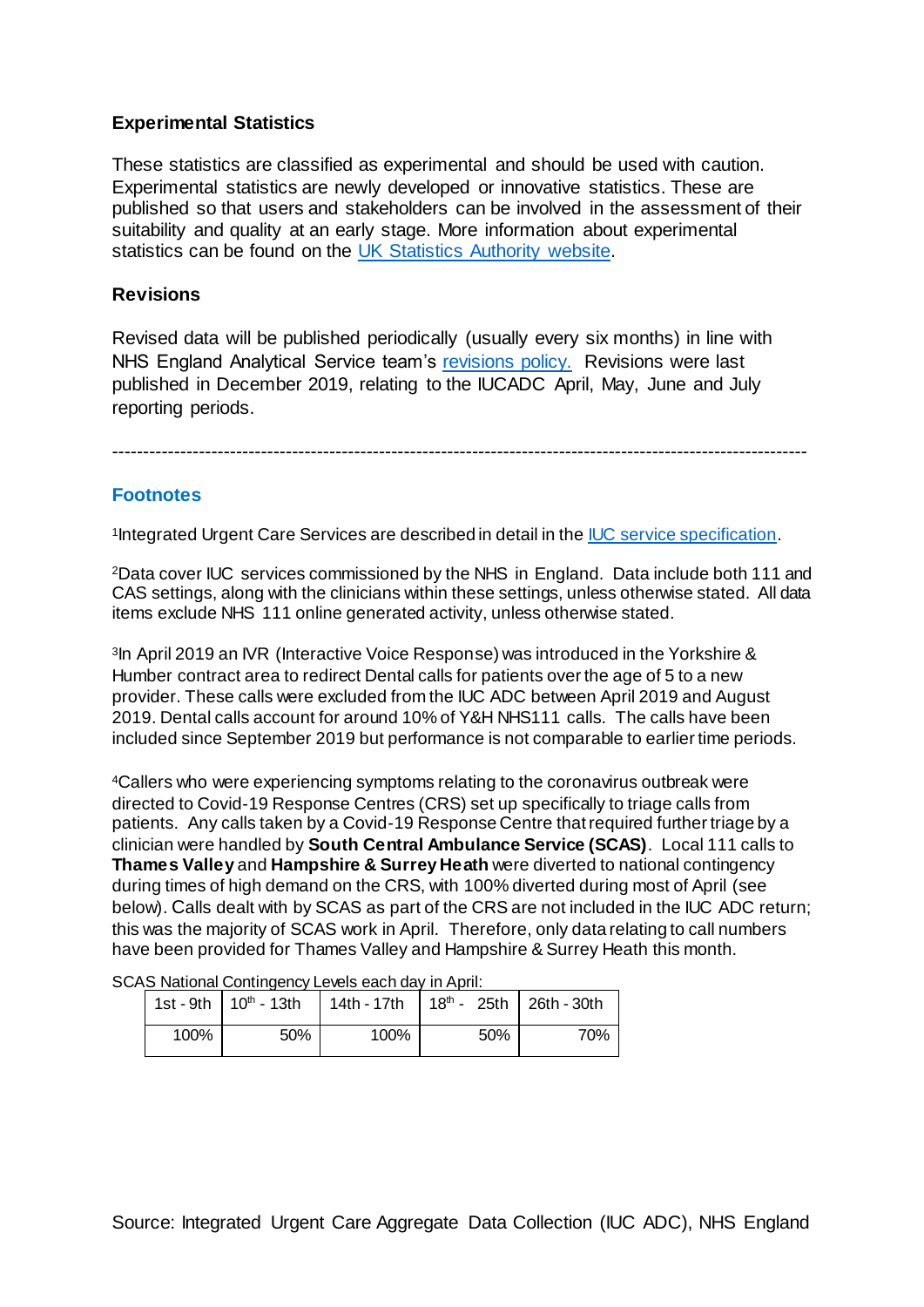### Experimental Statistics

These statistics are classified as experimental and should be used with caution. Experimental statistics are newly developed or innovative statistics. These are published so that users and stakeholders can be involved in the assessment of their suitability and quality at an early stage. More information about experimental statistics can be found on the UK Statistics Authority website.

### Revisions

Revised data will be published periodically (usually every six months) in line with NHS England Analytical Service team's revisions policy. Revisions were last published in December 2019, relating to the IUCADC April, May, June and July reporting periods.

---

## Footnotes

[1]Integrated Urgent Care Services are described in detail in the IUC service specification.

[2]Data cover IUC services commissioned by the NHS in England. Data include both 111 and CAS settings, along with the clinicians within these settings, unless otherwise stated. All data items exclude NHS 111 online generated activity, unless otherwise stated.

[3]In April 2019 an IVR (Interactive Voice Response) was introduced in the Yorkshire & Humber contract area to redirect Dental calls for patients over the age of 5 to a new provider. These calls were excluded from the IUC ADC between April 2019 and August 2019. Dental calls account for around 10% of Y&H NHS111 calls. The calls have been included since September 2019 but performance is not comparable to earlier time periods.

[4]Callers who were experiencing symptoms relating to the coronavirus outbreak were directed to Covid-19 Response Centres (CRS) set up specifically to triage calls from patients. Any calls taken by a Covid-19 Response Centre that required further triage by a clinician were handled by **South Central Ambulance Service (SCAS)**. Local 111 calls to **Thames Valley** and **Hampshire & Surrey Heath** were diverted to national contingency during times of high demand on the CRS, with 100% diverted during most of April (see below). Calls dealt with by SCAS as part of the CRS are not included in the IUC ADC return; this was the majority of SCAS work in April. Therefore, only data relating to call numbers have been provided for Thames Valley and Hampshire & Surrey Heath this month.

SCAS National Contingency Levels each day in April:

| 1st - 9th | 10th - 13th | 14th - 17th | 18th - 25th | 26th - 30th |
|---|---|---|---|---|
| 100% | 50% | 100% | 50% | 70% |

Source: Integrated Urgent Care Aggregate Data Collection (IUC ADC), NHS England